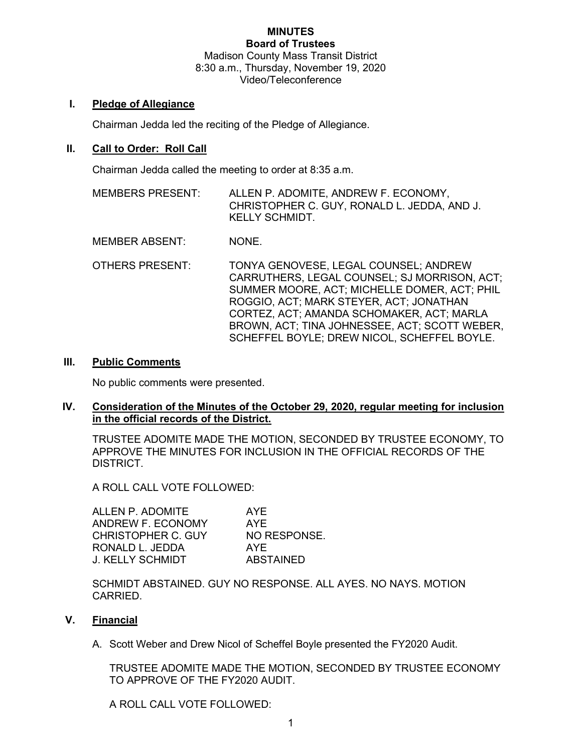# MINUTES

## Board of Trustees

Madison County Mass Transit District
8:30 a.m., Thursday, November 19, 2020
Video/Teleconference

## I. Pledge of Allegiance

Chairman Jedda led the reciting of the Pledge of Allegiance.

## II. Call to Order: Roll Call

Chairman Jedda called the meeting to order at 8:35 a.m.

| | |
|---|---|
| MEMBERS PRESENT: | ALLEN P. ADOMITE, ANDREW F. ECONOMY, CHRISTOPHER C. GUY, RONALD L. JEDDA, AND J. KELLY SCHMIDT. |
| MEMBER ABSENT: | NONE. |
| OTHERS PRESENT: | TONYA GENOVESE, LEGAL COUNSEL; ANDREW CARRUTHERS, LEGAL COUNSEL; SJ MORRISON, ACT; SUMMER MOORE, ACT; MICHELLE DOMER, ACT; PHIL ROGGIO, ACT; MARK STEYER, ACT; JONATHAN CORTEZ, ACT; AMANDA SCHOMAKER, ACT; MARLA BROWN, ACT; TINA JOHNESSEE, ACT; SCOTT WEBER, SCHEFFEL BOYLE; DREW NICOL, SCHEFFEL BOYLE. |

## III. Public Comments

No public comments were presented.

## IV. Consideration of the Minutes of the October 29, 2020, regular meeting for inclusion in the official records of the District.

TRUSTEE ADOMITE MADE THE MOTION, SECONDED BY TRUSTEE ECONOMY, TO APPROVE THE MINUTES FOR INCLUSION IN THE OFFICIAL RECORDS OF THE DISTRICT.

A ROLL CALL VOTE FOLLOWED:

| | |
|---|---|
| ALLEN P. ADOMITE | AYE |
| ANDREW F. ECONOMY | AYE |
| CHRISTOPHER C. GUY | NO RESPONSE. |
| RONALD L. JEDDA | AYE |
| J. KELLY SCHMIDT | ABSTAINED |

SCHMIDT ABSTAINED. GUY NO RESPONSE. ALL AYES. NO NAYS. MOTION CARRIED.

## V. Financial

A. Scott Weber and Drew Nicol of Scheffel Boyle presented the FY2020 Audit.

TRUSTEE ADOMITE MADE THE MOTION, SECONDED BY TRUSTEE ECONOMY TO APPROVE OF THE FY2020 AUDIT.

A ROLL CALL VOTE FOLLOWED: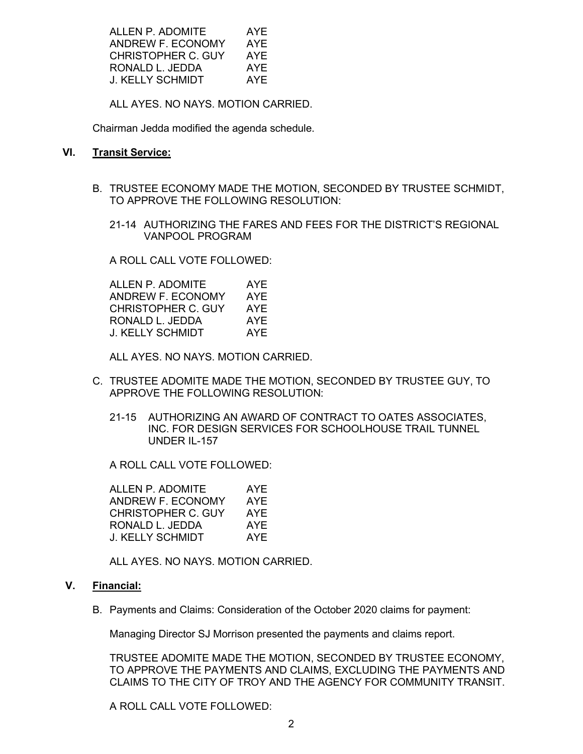| | |
|---|---|
| ALLEN P. ADOMITE | AYE |
| ANDREW F. ECONOMY | AYE |
| CHRISTOPHER C. GUY | AYE |
| RONALD L. JEDDA | AYE |
| J. KELLY SCHMIDT | AYE |

ALL AYES. NO NAYS. MOTION CARRIED.

Chairman Jedda modified the agenda schedule.

## VI. Transit Service:

B. TRUSTEE ECONOMY MADE THE MOTION, SECONDED BY TRUSTEE SCHMIDT, TO APPROVE THE FOLLOWING RESOLUTION:

21-14 AUTHORIZING THE FARES AND FEES FOR THE DISTRICT'S REGIONAL VANPOOL PROGRAM

A ROLL CALL VOTE FOLLOWED:

| | |
|---|---|
| ALLEN P. ADOMITE | AYE |
| ANDREW F. ECONOMY | AYE |
| CHRISTOPHER C. GUY | AYE |
| RONALD L. JEDDA | AYE |
| J. KELLY SCHMIDT | AYE |

ALL AYES. NO NAYS. MOTION CARRIED.

C. TRUSTEE ADOMITE MADE THE MOTION, SECONDED BY TRUSTEE GUY, TO APPROVE THE FOLLOWING RESOLUTION:

21-15 AUTHORIZING AN AWARD OF CONTRACT TO OATES ASSOCIATES, INC. FOR DESIGN SERVICES FOR SCHOOLHOUSE TRAIL TUNNEL UNDER IL-157

A ROLL CALL VOTE FOLLOWED:

| | |
|---|---|
| ALLEN P. ADOMITE | AYE |
| ANDREW F. ECONOMY | AYE |
| CHRISTOPHER C. GUY | AYE |
| RONALD L. JEDDA | AYE |
| J. KELLY SCHMIDT | AYE |

ALL AYES. NO NAYS. MOTION CARRIED.

## V. Financial:

B. Payments and Claims: Consideration of the October 2020 claims for payment:

Managing Director SJ Morrison presented the payments and claims report.

TRUSTEE ADOMITE MADE THE MOTION, SECONDED BY TRUSTEE ECONOMY, TO APPROVE THE PAYMENTS AND CLAIMS, EXCLUDING THE PAYMENTS AND CLAIMS TO THE CITY OF TROY AND THE AGENCY FOR COMMUNITY TRANSIT.

A ROLL CALL VOTE FOLLOWED: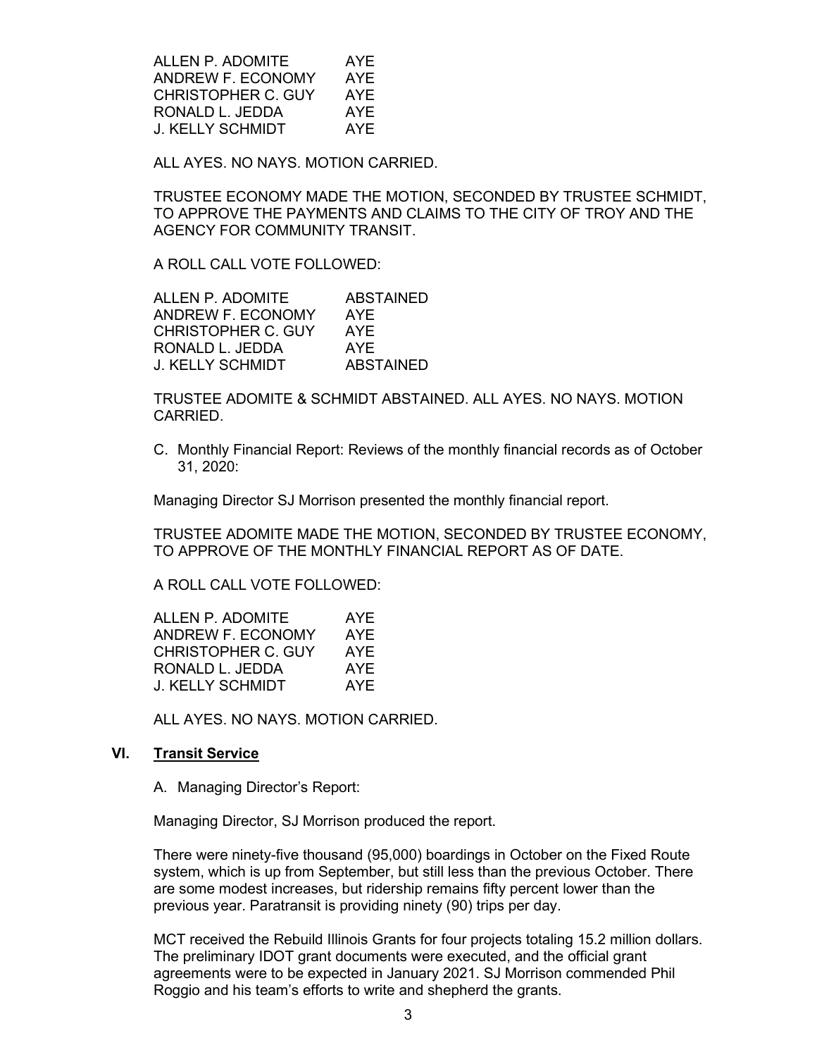| | |
|---|---|
| ALLEN P. ADOMITE | AYE |
| ANDREW F. ECONOMY | AYE |
| CHRISTOPHER C. GUY | AYE |
| RONALD L. JEDDA | AYE |
| J. KELLY SCHMIDT | AYE |

ALL AYES. NO NAYS. MOTION CARRIED.

TRUSTEE ECONOMY MADE THE MOTION, SECONDED BY TRUSTEE SCHMIDT, TO APPROVE THE PAYMENTS AND CLAIMS TO THE CITY OF TROY AND THE AGENCY FOR COMMUNITY TRANSIT.

A ROLL CALL VOTE FOLLOWED:

| | |
|---|---|
| ALLEN P. ADOMITE | ABSTAINED |
| ANDREW F. ECONOMY | AYE |
| CHRISTOPHER C. GUY | AYE |
| RONALD L. JEDDA | AYE |
| J. KELLY SCHMIDT | ABSTAINED |

TRUSTEE ADOMITE & SCHMIDT ABSTAINED. ALL AYES. NO NAYS. MOTION CARRIED.

C. Monthly Financial Report: Reviews of the monthly financial records as of October 31, 2020:

Managing Director SJ Morrison presented the monthly financial report.

TRUSTEE ADOMITE MADE THE MOTION, SECONDED BY TRUSTEE ECONOMY, TO APPROVE OF THE MONTHLY FINANCIAL REPORT AS OF DATE.

A ROLL CALL VOTE FOLLOWED:

| | |
|---|---|
| ALLEN P. ADOMITE | AYE |
| ANDREW F. ECONOMY | AYE |
| CHRISTOPHER C. GUY | AYE |
| RONALD L. JEDDA | AYE |
| J. KELLY SCHMIDT | AYE |

ALL AYES. NO NAYS. MOTION CARRIED.

## VI. Transit Service

A. Managing Director's Report:

Managing Director, SJ Morrison produced the report.

There were ninety-five thousand (95,000) boardings in October on the Fixed Route system, which is up from September, but still less than the previous October. There are some modest increases, but ridership remains fifty percent lower than the previous year. Paratransit is providing ninety (90) trips per day.

MCT received the Rebuild Illinois Grants for four projects totaling 15.2 million dollars. The preliminary IDOT grant documents were executed, and the official grant agreements were to be expected in January 2021. SJ Morrison commended Phil Roggio and his team's efforts to write and shepherd the grants.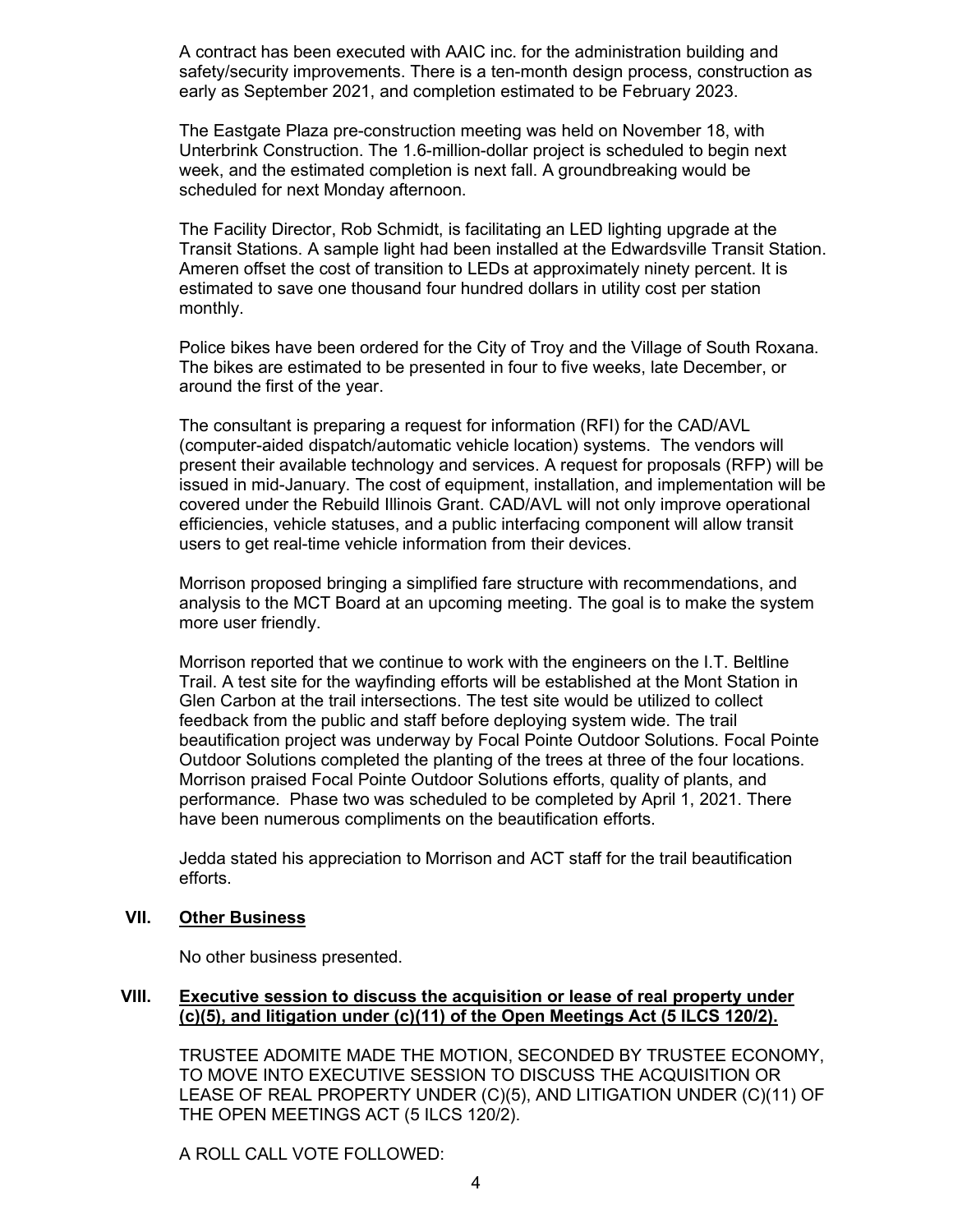A contract has been executed with AAIC inc. for the administration building and safety/security improvements. There is a ten-month design process, construction as early as September 2021, and completion estimated to be February 2023.

The Eastgate Plaza pre-construction meeting was held on November 18, with Unterbrink Construction. The 1.6-million-dollar project is scheduled to begin next week, and the estimated completion is next fall. A groundbreaking would be scheduled for next Monday afternoon.

The Facility Director, Rob Schmidt, is facilitating an LED lighting upgrade at the Transit Stations. A sample light had been installed at the Edwardsville Transit Station. Ameren offset the cost of transition to LEDs at approximately ninety percent. It is estimated to save one thousand four hundred dollars in utility cost per station monthly.

Police bikes have been ordered for the City of Troy and the Village of South Roxana. The bikes are estimated to be presented in four to five weeks, late December, or around the first of the year.

The consultant is preparing a request for information (RFI) for the CAD/AVL (computer-aided dispatch/automatic vehicle location) systems. The vendors will present their available technology and services. A request for proposals (RFP) will be issued in mid-January. The cost of equipment, installation, and implementation will be covered under the Rebuild Illinois Grant. CAD/AVL will not only improve operational efficiencies, vehicle statuses, and a public interfacing component will allow transit users to get real-time vehicle information from their devices.

Morrison proposed bringing a simplified fare structure with recommendations, and analysis to the MCT Board at an upcoming meeting. The goal is to make the system more user friendly.

Morrison reported that we continue to work with the engineers on the I.T. Beltline Trail. A test site for the wayfinding efforts will be established at the Mont Station in Glen Carbon at the trail intersections. The test site would be utilized to collect feedback from the public and staff before deploying system wide. The trail beautification project was underway by Focal Pointe Outdoor Solutions. Focal Pointe Outdoor Solutions completed the planting of the trees at three of the four locations. Morrison praised Focal Pointe Outdoor Solutions efforts, quality of plants, and performance. Phase two was scheduled to be completed by April 1, 2021. There have been numerous compliments on the beautification efforts.

Jedda stated his appreciation to Morrison and ACT staff for the trail beautification efforts.

## VII. Other Business

No other business presented.

## VIII. Executive session to discuss the acquisition or lease of real property under (c)(5), and litigation under (c)(11) of the Open Meetings Act (5 ILCS 120/2).

TRUSTEE ADOMITE MADE THE MOTION, SECONDED BY TRUSTEE ECONOMY, TO MOVE INTO EXECUTIVE SESSION TO DISCUSS THE ACQUISITION OR LEASE OF REAL PROPERTY UNDER (C)(5), AND LITIGATION UNDER (C)(11) OF THE OPEN MEETINGS ACT (5 ILCS 120/2).

A ROLL CALL VOTE FOLLOWED: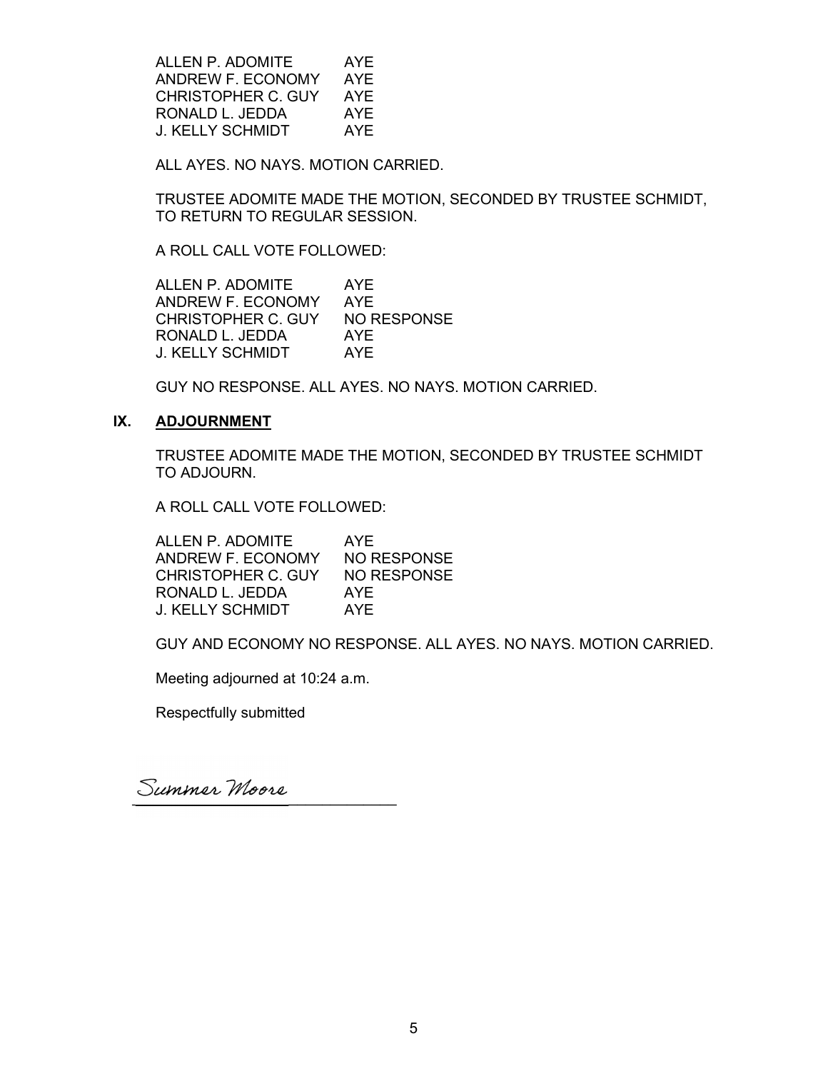| | |
|---|---|
| ALLEN P. ADOMITE | AYE |
| ANDREW F. ECONOMY | AYE |
| CHRISTOPHER C. GUY | AYE |
| RONALD L. JEDDA | AYE |
| J. KELLY SCHMIDT | AYE |

ALL AYES. NO NAYS. MOTION CARRIED.

TRUSTEE ADOMITE MADE THE MOTION, SECONDED BY TRUSTEE SCHMIDT, TO RETURN TO REGULAR SESSION.

A ROLL CALL VOTE FOLLOWED:

| | |
|---|---|
| ALLEN P. ADOMITE | AYE |
| ANDREW F. ECONOMY | AYE |
| CHRISTOPHER C. GUY | NO RESPONSE |
| RONALD L. JEDDA | AYE |
| J. KELLY SCHMIDT | AYE |

GUY NO RESPONSE. ALL AYES. NO NAYS. MOTION CARRIED.

## IX. ADJOURNMENT

TRUSTEE ADOMITE MADE THE MOTION, SECONDED BY TRUSTEE SCHMIDT TO ADJOURN.

A ROLL CALL VOTE FOLLOWED:

| | |
|---|---|
| ALLEN P. ADOMITE | AYE |
| ANDREW F. ECONOMY | NO RESPONSE |
| CHRISTOPHER C. GUY | NO RESPONSE |
| RONALD L. JEDDA | AYE |
| J. KELLY SCHMIDT | AYE |

GUY AND ECONOMY NO RESPONSE. ALL AYES. NO NAYS. MOTION CARRIED.

Meeting adjourned at 10:24 a.m.

Respectfully submitted

Summer Moore